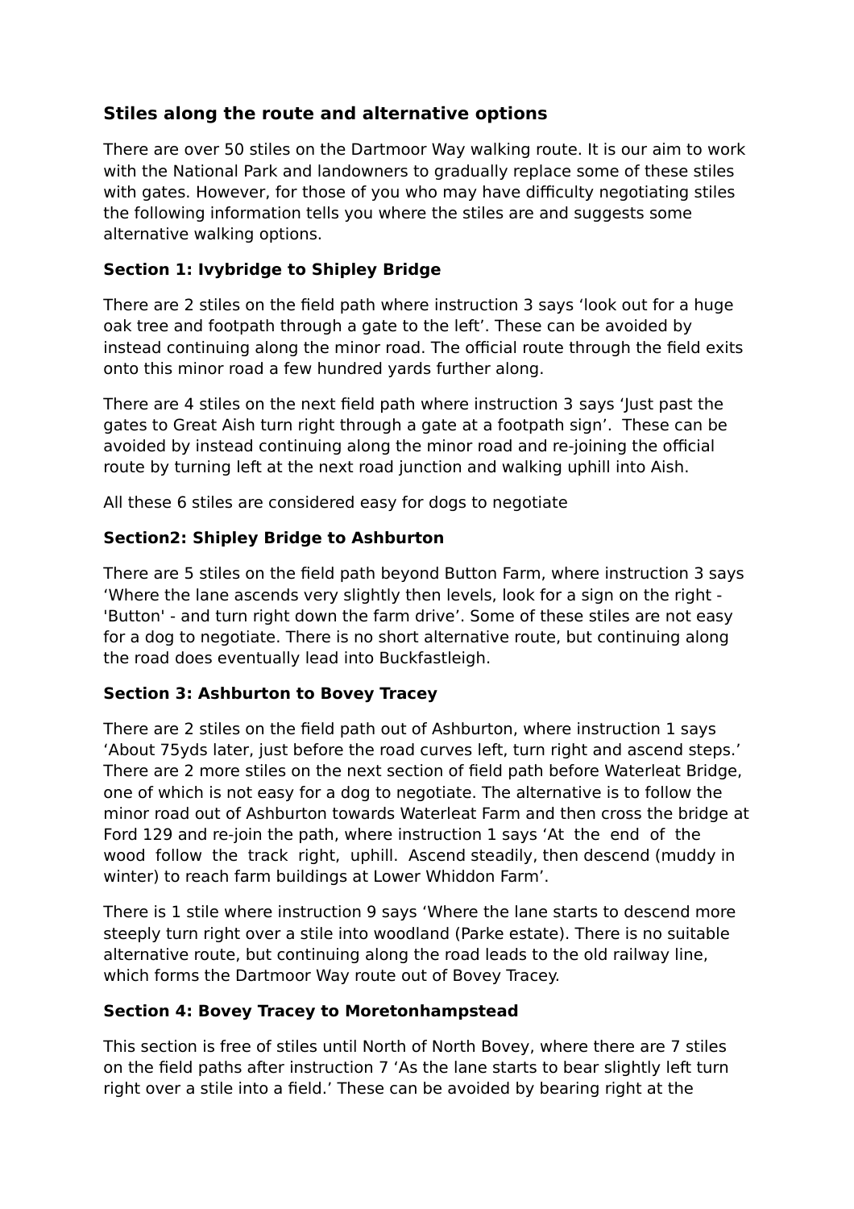## Stiles along the route and alternative options

There are over 50 stiles on the Dartmoor Way walking route. It is our aim to work with the National Park and landowners to gradually replace some of these stiles with gates. However, for those of you who may have difficulty negotiating stiles the following information tells you where the stiles are and suggests some alternative walking options.

**Section 1: Ivybridge to Shipley Bridge**

There are 2 stiles on the field path where instruction 3 says 'look out for a huge oak tree and footpath through a gate to the left'. These can be avoided by instead continuing along the minor road. The official route through the field exits onto this minor road a few hundred yards further along.

There are 4 stiles on the next field path where instruction 3 says 'Just past the gates to Great Aish turn right through a gate at a footpath sign'. These can be avoided by instead continuing along the minor road and re-joining the official route by turning left at the next road junction and walking uphill into Aish.

All these 6 stiles are considered easy for dogs to negotiate

**Section2: Shipley Bridge to Ashburton**

There are 5 stiles on the field path beyond Button Farm, where instruction 3 says 'Where the lane ascends very slightly then levels, look for a sign on the right - 'Button' - and turn right down the farm drive'. Some of these stiles are not easy for a dog to negotiate. There is no short alternative route, but continuing along the road does eventually lead into Buckfastleigh.

**Section 3: Ashburton to Bovey Tracey**

There are 2 stiles on the field path out of Ashburton, where instruction 1 says 'About 75yds later, just before the road curves left, turn right and ascend steps.' There are 2 more stiles on the next section of field path before Waterleat Bridge, one of which is not easy for a dog to negotiate. The alternative is to follow the minor road out of Ashburton towards Waterleat Farm and then cross the bridge at Ford 129 and re-join the path, where instruction 1 says 'At the end of the wood follow the track right, uphill. Ascend steadily, then descend (muddy in winter) to reach farm buildings at Lower Whiddon Farm'.

There is 1 stile where instruction 9 says 'Where the lane starts to descend more steeply turn right over a stile into woodland (Parke estate). There is no suitable alternative route, but continuing along the road leads to the old railway line, which forms the Dartmoor Way route out of Bovey Tracey.

**Section 4: Bovey Tracey to Moretonhampstead**

This section is free of stiles until North of North Bovey, where there are 7 stiles on the field paths after instruction 7 'As the lane starts to bear slightly left turn right over a stile into a field.' These can be avoided by bearing right at the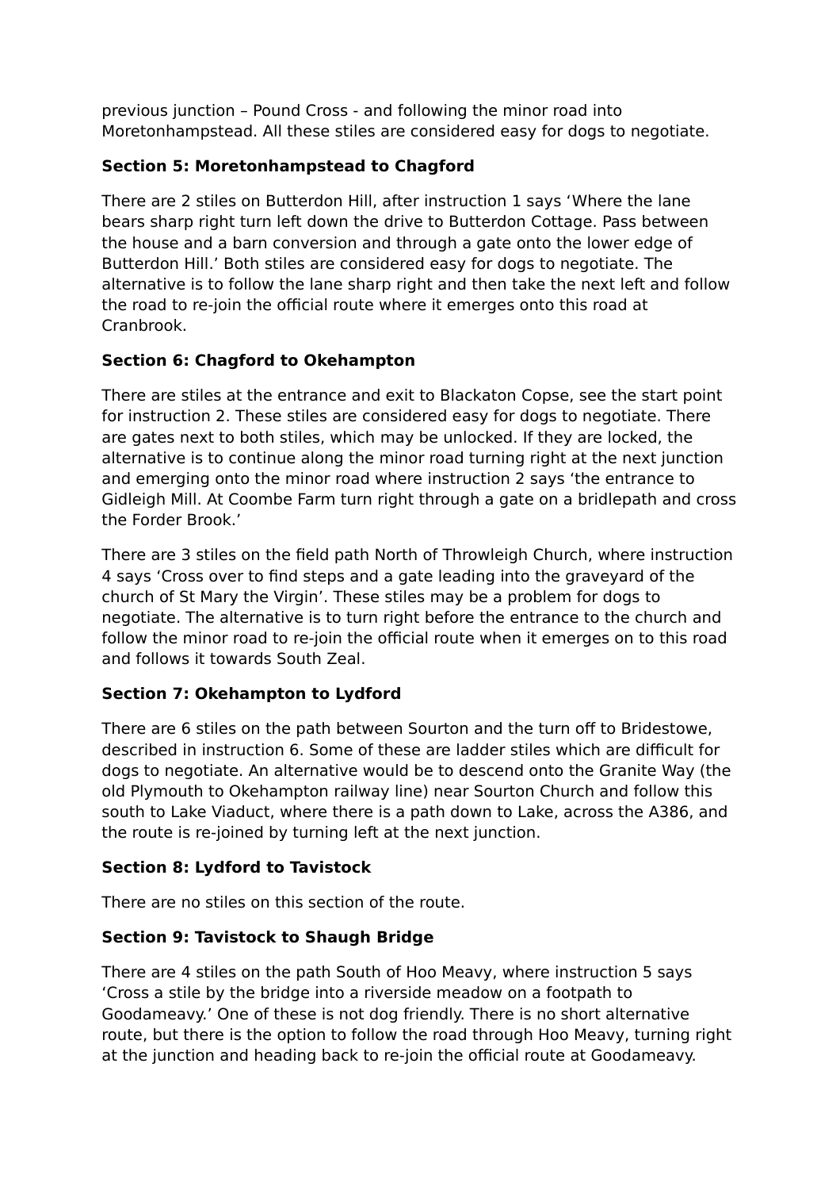previous junction – Pound Cross - and following the minor road into Moretonhampstead. All these stiles are considered easy for dogs to negotiate.

**Section 5: Moretonhampstead to Chagford**

There are 2 stiles on Butterdon Hill, after instruction 1 says 'Where the lane bears sharp right turn left down the drive to Butterdon Cottage. Pass between the house and a barn conversion and through a gate onto the lower edge of Butterdon Hill.' Both stiles are considered easy for dogs to negotiate. The alternative is to follow the lane sharp right and then take the next left and follow the road to re-join the official route where it emerges onto this road at Cranbrook.

**Section 6: Chagford to Okehampton**

There are stiles at the entrance and exit to Blackaton Copse, see the start point for instruction 2. These stiles are considered easy for dogs to negotiate. There are gates next to both stiles, which may be unlocked. If they are locked, the alternative is to continue along the minor road turning right at the next junction and emerging onto the minor road where instruction 2 says 'the entrance to Gidleigh Mill. At Coombe Farm turn right through a gate on a bridlepath and cross the Forder Brook.'

There are 3 stiles on the field path North of Throwleigh Church, where instruction 4 says 'Cross over to find steps and a gate leading into the graveyard of the church of St Mary the Virgin'. These stiles may be a problem for dogs to negotiate. The alternative is to turn right before the entrance to the church and follow the minor road to re-join the official route when it emerges on to this road and follows it towards South Zeal.

**Section 7: Okehampton to Lydford**

There are 6 stiles on the path between Sourton and the turn off to Bridestowe, described in instruction 6. Some of these are ladder stiles which are difficult for dogs to negotiate. An alternative would be to descend onto the Granite Way (the old Plymouth to Okehampton railway line) near Sourton Church and follow this south to Lake Viaduct, where there is a path down to Lake, across the A386, and the route is re-joined by turning left at the next junction.

**Section 8: Lydford to Tavistock**

There are no stiles on this section of the route.

**Section 9: Tavistock to Shaugh Bridge**

There are 4 stiles on the path South of Hoo Meavy, where instruction 5 says 'Cross a stile by the bridge into a riverside meadow on a footpath to Goodameavy.' One of these is not dog friendly. There is no short alternative route, but there is the option to follow the road through Hoo Meavy, turning right at the junction and heading back to re-join the official route at Goodameavy.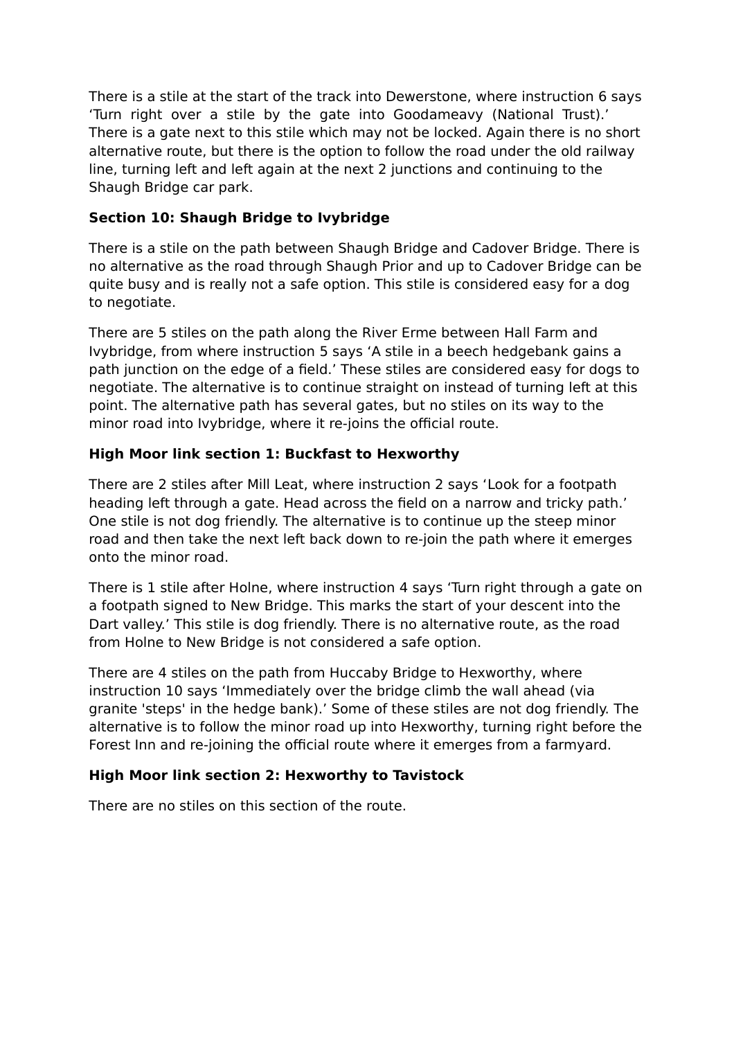There is a stile at the start of the track into Dewerstone, where instruction 6 says ‘Turn right over a stile by the gate into Goodameavy (National Trust).’ There is a gate next to this stile which may not be locked. Again there is no short alternative route, but there is the option to follow the road under the old railway line, turning left and left again at the next 2 junctions and continuing to the Shaugh Bridge car park.

**Section 10: Shaugh Bridge to Ivybridge**

There is a stile on the path between Shaugh Bridge and Cadover Bridge. There is no alternative as the road through Shaugh Prior and up to Cadover Bridge can be quite busy and is really not a safe option. This stile is considered easy for a dog to negotiate.

There are 5 stiles on the path along the River Erme between Hall Farm and Ivybridge, from where instruction 5 says ‘A stile in a beech hedgebank gains a path junction on the edge of a field.’ These stiles are considered easy for dogs to negotiate. The alternative is to continue straight on instead of turning left at this point. The alternative path has several gates, but no stiles on its way to the minor road into Ivybridge, where it re-joins the official route.

**High Moor link section 1: Buckfast to Hexworthy**

There are 2 stiles after Mill Leat, where instruction 2 says ‘Look for a footpath heading left through a gate. Head across the field on a narrow and tricky path.’ One stile is not dog friendly. The alternative is to continue up the steep minor road and then take the next left back down to re-join the path where it emerges onto the minor road.

There is 1 stile after Holne, where instruction 4 says ‘Turn right through a gate on a footpath signed to New Bridge. This marks the start of your descent into the Dart valley.’ This stile is dog friendly. There is no alternative route, as the road from Holne to New Bridge is not considered a safe option.

There are 4 stiles on the path from Huccaby Bridge to Hexworthy, where instruction 10 says ‘Immediately over the bridge climb the wall ahead (via granite 'steps' in the hedge bank).’ Some of these stiles are not dog friendly. The alternative is to follow the minor road up into Hexworthy, turning right before the Forest Inn and re-joining the official route where it emerges from a farmyard.

**High Moor link section 2: Hexworthy to Tavistock**

There are no stiles on this section of the route.